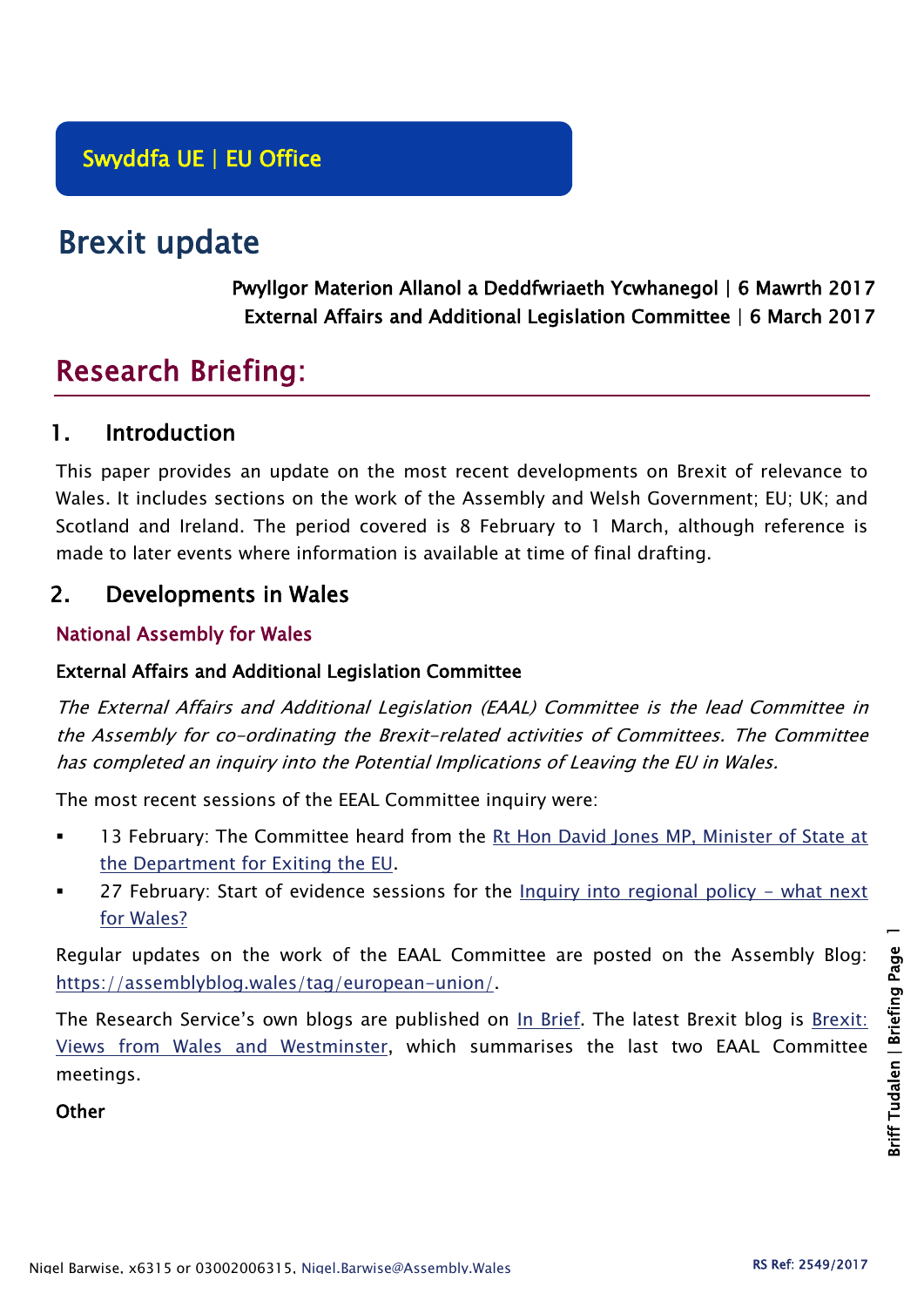Swyddfa UE | EU Office

# Brexit update

Pwyllgor Materion Allanol a Deddfwriaeth Ycwhanegol | 6 Mawrth 2017
External Affairs and Additional Legislation Committee | 6 March 2017

# Research Briefing:

## 1. Introduction

This paper provides an update on the most recent developments on Brexit of relevance to Wales. It includes sections on the work of the Assembly and Welsh Government; EU; UK; and Scotland and Ireland. The period covered is 8 February to 1 March, although reference is made to later events where information is available at time of final drafting.

## 2. Developments in Wales

### National Assembly for Wales

#### External Affairs and Additional Legislation Committee

*The External Affairs and Additional Legislation (EAAL) Committee is the lead Committee in the Assembly for co-ordinating the Brexit-related activities of Committees. The Committee has completed an inquiry into the Potential Implications of Leaving the EU in Wales.*

The most recent sessions of the EEAL Committee inquiry were:

- 13 February: The Committee heard from the Rt Hon David Jones MP, Minister of State at the Department for Exiting the EU.
- 27 February: Start of evidence sessions for the Inquiry into regional policy – what next for Wales?

Regular updates on the work of the EAAL Committee are posted on the Assembly Blog: https://assemblyblog.wales/tag/european-union/.

The Research Service's own blogs are published on In Brief. The latest Brexit blog is Brexit: Views from Wales and Westminster, which summarises the last two EAAL Committee meetings.

#### Other

Nigel Barwise, x6315 or 03002006315, Nigel.Barwise@Assembly.Wales

RS Ref: 2549/2017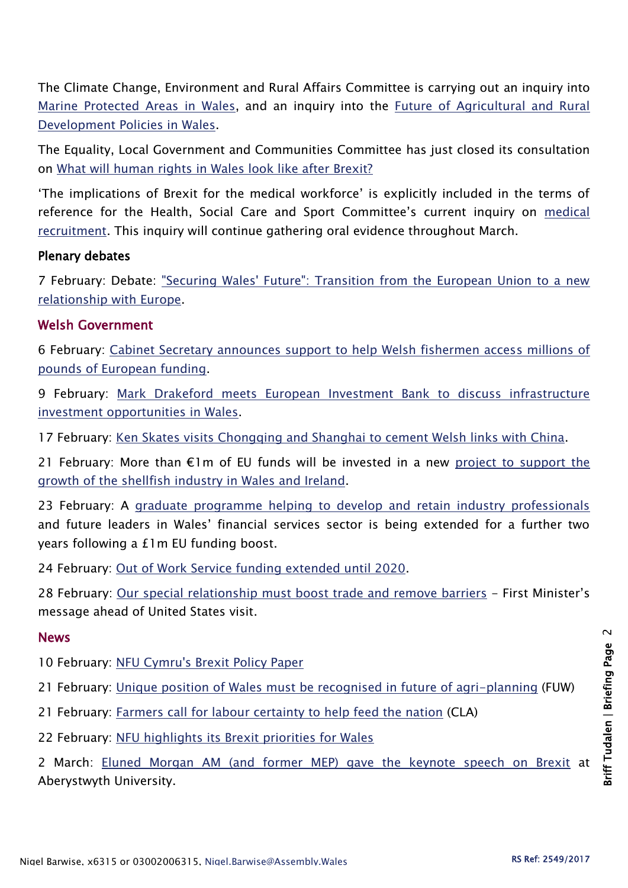The Climate Change, Environment and Rural Affairs Committee is carrying out an inquiry into Marine Protected Areas in Wales, and an inquiry into the Future of Agricultural and Rural Development Policies in Wales.

The Equality, Local Government and Communities Committee has just closed its consultation on What will human rights in Wales look like after Brexit?

'The implications of Brexit for the medical workforce' is explicitly included in the terms of reference for the Health, Social Care and Sport Committee's current inquiry on medical recruitment. This inquiry will continue gathering oral evidence throughout March.

### Plenary debates

7 February: Debate: "Securing Wales' Future": Transition from the European Union to a new relationship with Europe.

## Welsh Government

6 February: Cabinet Secretary announces support to help Welsh fishermen access millions of pounds of European funding.

9 February: Mark Drakeford meets European Investment Bank to discuss infrastructure investment opportunities in Wales.

17 February: Ken Skates visits Chongqing and Shanghai to cement Welsh links with China.

21 February: More than €1m of EU funds will be invested in a new project to support the growth of the shellfish industry in Wales and Ireland.

23 February: A graduate programme helping to develop and retain industry professionals and future leaders in Wales' financial services sector is being extended for a further two years following a £1m EU funding boost.

24 February: Out of Work Service funding extended until 2020.

28 February: Our special relationship must boost trade and remove barriers – First Minister's message ahead of United States visit.

## News

10 February: NFU Cymru's Brexit Policy Paper

21 February: Unique position of Wales must be recognised in future of agri-planning (FUW)

21 February: Farmers call for labour certainty to help feed the nation (CLA)

22 February: NFU highlights its Brexit priorities for Wales

2 March: Eluned Morgan AM (and former MEP) gave the keynote speech on Brexit at Aberystwyth University.

Nigel Barwise, x6315 or 03002006315, Nigel.Barwise@Assembly.Wales

RS Ref: 2549/2017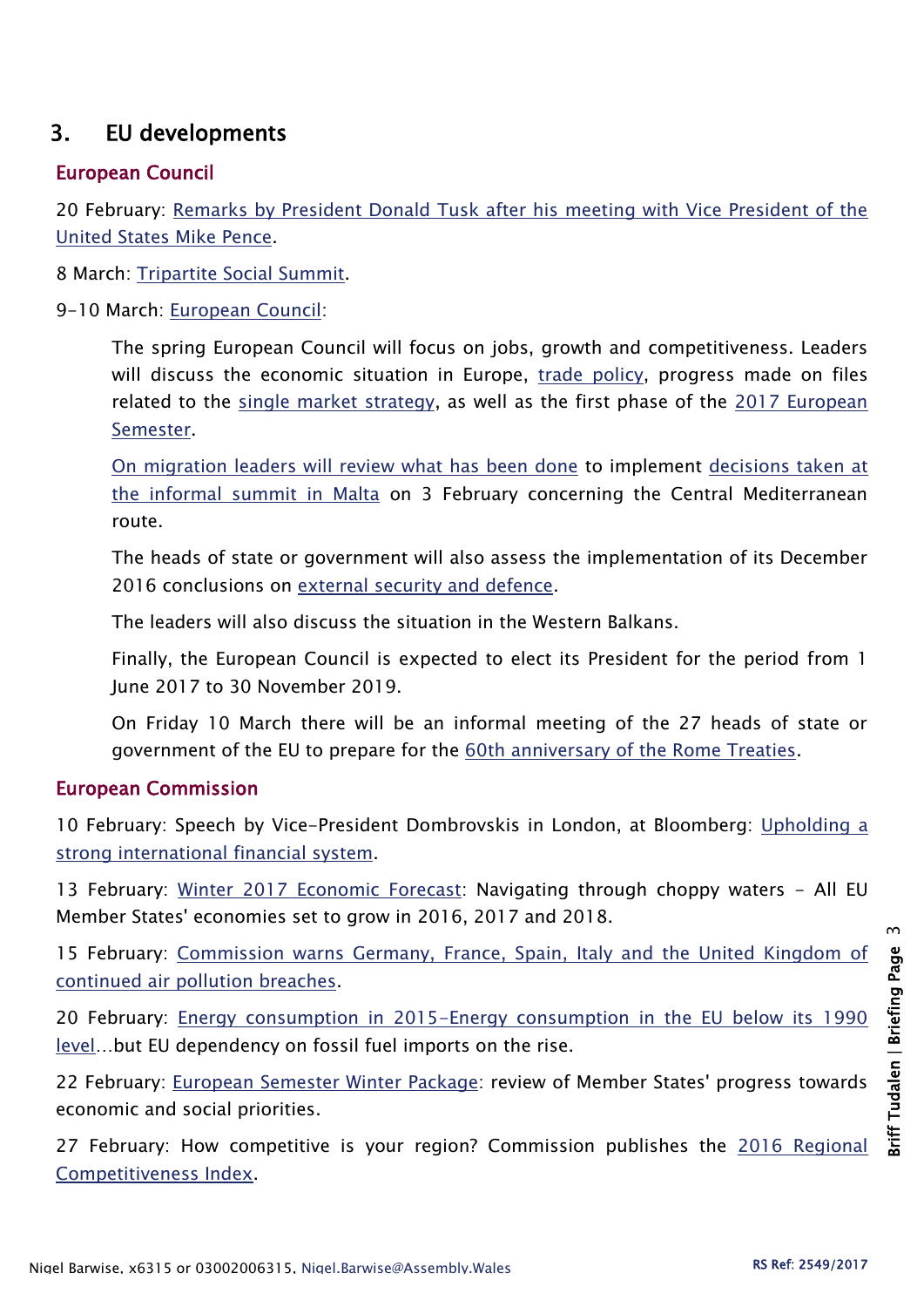## 3. EU developments

### European Council

20 February: Remarks by President Donald Tusk after his meeting with Vice President of the United States Mike Pence.

8 March: Tripartite Social Summit.

9-10 March: European Council:

> The spring European Council will focus on jobs, growth and competitiveness. Leaders will discuss the economic situation in Europe, trade policy, progress made on files related to the single market strategy, as well as the first phase of the 2017 European Semester.
>
> On migration leaders will review what has been done to implement decisions taken at the informal summit in Malta on 3 February concerning the Central Mediterranean route.
>
> The heads of state or government will also assess the implementation of its December 2016 conclusions on external security and defence.
>
> The leaders will also discuss the situation in the Western Balkans.
>
> Finally, the European Council is expected to elect its President for the period from 1 June 2017 to 30 November 2019.
>
> On Friday 10 March there will be an informal meeting of the 27 heads of state or government of the EU to prepare for the 60th anniversary of the Rome Treaties.

### European Commission

10 February: Speech by Vice-President Dombrovskis in London, at Bloomberg: Upholding a strong international financial system.

13 February: Winter 2017 Economic Forecast: Navigating through choppy waters - All EU Member States' economies set to grow in 2016, 2017 and 2018.

15 February: Commission warns Germany, France, Spain, Italy and the United Kingdom of continued air pollution breaches.

20 February: Energy consumption in 2015-Energy consumption in the EU below its 1990 level…but EU dependency on fossil fuel imports on the rise.

22 February: European Semester Winter Package: review of Member States' progress towards economic and social priorities.

27 February: How competitive is your region? Commission publishes the 2016 Regional Competitiveness Index.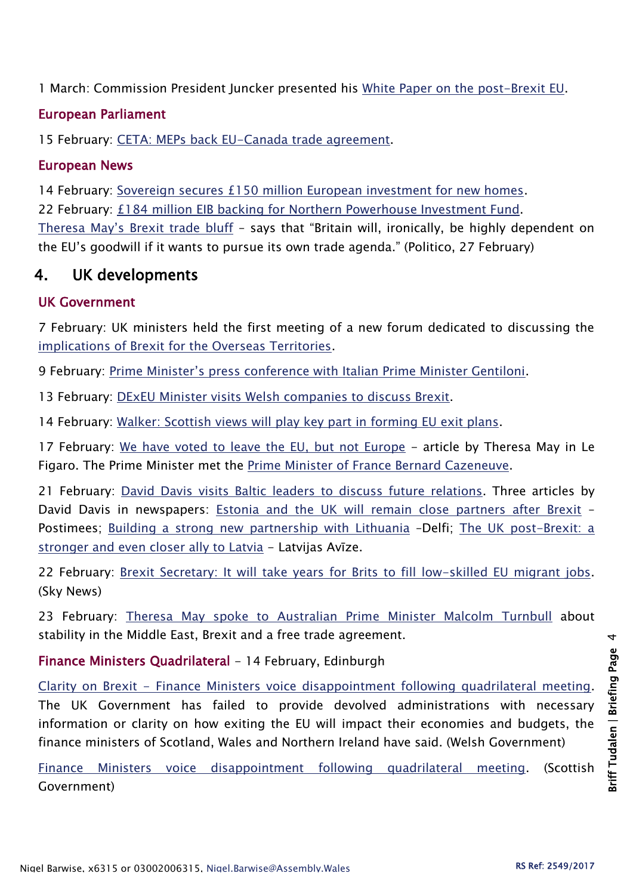1 March: Commission President Juncker presented his White Paper on the post-Brexit EU.

### European Parliament

15 February: CETA: MEPs back EU-Canada trade agreement.

### European News

14 February: Sovereign secures £150 million European investment for new homes.
22 February: £184 million EIB backing for Northern Powerhouse Investment Fund.
Theresa May's Brexit trade bluff – says that "Britain will, ironically, be highly dependent on the EU's goodwill if it wants to pursue its own trade agenda." (Politico, 27 February)

## 4. UK developments

### UK Government

7 February: UK ministers held the first meeting of a new forum dedicated to discussing the implications of Brexit for the Overseas Territories.

9 February: Prime Minister's press conference with Italian Prime Minister Gentiloni.

13 February: DExEU Minister visits Welsh companies to discuss Brexit.

14 February: Walker: Scottish views will play key part in forming EU exit plans.

17 February: We have voted to leave the EU, but not Europe – article by Theresa May in Le Figaro. The Prime Minister met the Prime Minister of France Bernard Cazeneuve.

21 February: David Davis visits Baltic leaders to discuss future relations. Three articles by David Davis in newspapers: Estonia and the UK will remain close partners after Brexit – Postimees; Building a strong new partnership with Lithuania –Delfi; The UK post-Brexit: a stronger and even closer ally to Latvia – Latvijas Avīze.

22 February: Brexit Secretary: It will take years for Brits to fill low-skilled EU migrant jobs. (Sky News)

23 February: Theresa May spoke to Australian Prime Minister Malcolm Turnbull about stability in the Middle East, Brexit and a free trade agreement.

### Finance Ministers Quadrilateral – 14 February, Edinburgh

Clarity on Brexit - Finance Ministers voice disappointment following quadrilateral meeting. The UK Government has failed to provide devolved administrations with necessary information or clarity on how exiting the EU will impact their economies and budgets, the finance ministers of Scotland, Wales and Northern Ireland have said. (Welsh Government)

Finance Ministers voice disappointment following quadrilateral meeting. (Scottish Government)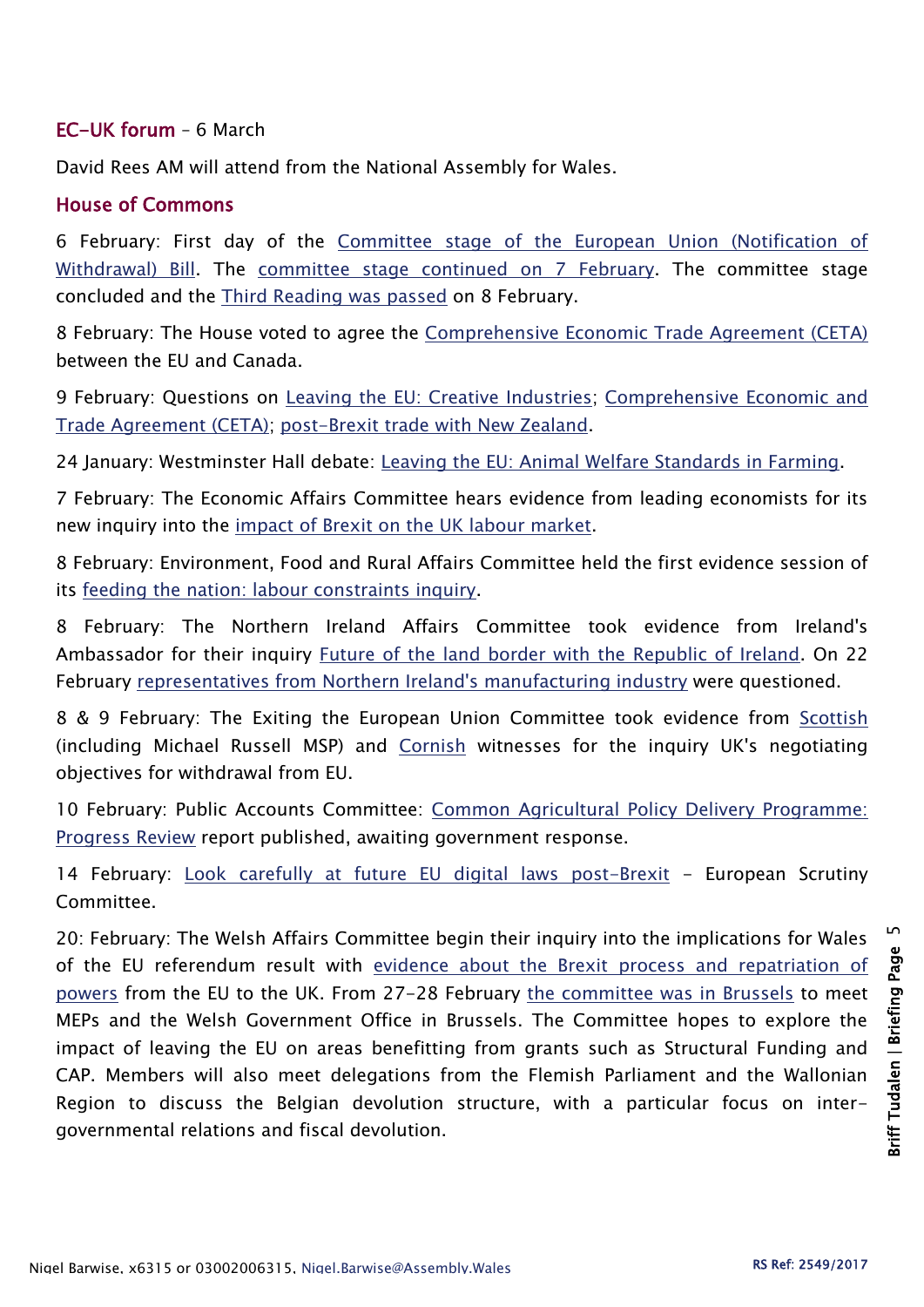## EC-UK forum – 6 March

David Rees AM will attend from the National Assembly for Wales.

## House of Commons

6 February: First day of the Committee stage of the European Union (Notification of Withdrawal) Bill. The committee stage continued on 7 February. The committee stage concluded and the Third Reading was passed on 8 February.

8 February: The House voted to agree the Comprehensive Economic Trade Agreement (CETA) between the EU and Canada.

9 February: Questions on Leaving the EU: Creative Industries; Comprehensive Economic and Trade Agreement (CETA); post-Brexit trade with New Zealand.

24 January: Westminster Hall debate: Leaving the EU: Animal Welfare Standards in Farming.

7 February: The Economic Affairs Committee hears evidence from leading economists for its new inquiry into the impact of Brexit on the UK labour market.

8 February: Environment, Food and Rural Affairs Committee held the first evidence session of its feeding the nation: labour constraints inquiry.

8 February: The Northern Ireland Affairs Committee took evidence from Ireland's Ambassador for their inquiry Future of the land border with the Republic of Ireland. On 22 February representatives from Northern Ireland's manufacturing industry were questioned.

8 & 9 February: The Exiting the European Union Committee took evidence from Scottish (including Michael Russell MSP) and Cornish witnesses for the inquiry UK's negotiating objectives for withdrawal from EU.

10 February: Public Accounts Committee: Common Agricultural Policy Delivery Programme: Progress Review report published, awaiting government response.

14 February: Look carefully at future EU digital laws post-Brexit – European Scrutiny Committee.

20: February: The Welsh Affairs Committee begin their inquiry into the implications for Wales of the EU referendum result with evidence about the Brexit process and repatriation of powers from the EU to the UK. From 27-28 February the committee was in Brussels to meet MEPs and the Welsh Government Office in Brussels. The Committee hopes to explore the impact of leaving the EU on areas benefitting from grants such as Structural Funding and CAP. Members will also meet delegations from the Flemish Parliament and the Wallonian Region to discuss the Belgian devolution structure, with a particular focus on inter-governmental relations and fiscal devolution.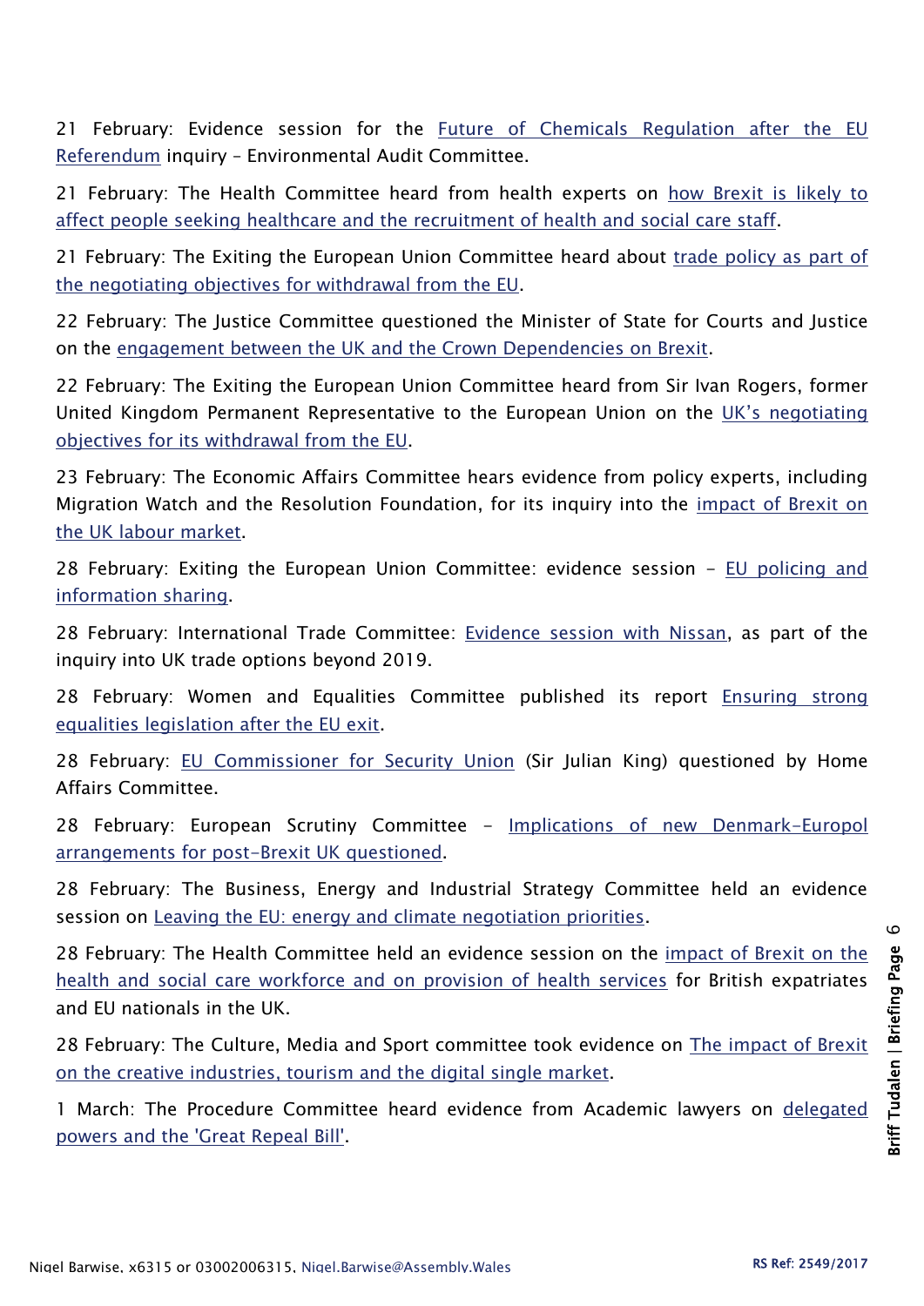21 February: Evidence session for the Future of Chemicals Regulation after the EU Referendum inquiry – Environmental Audit Committee.

21 February: The Health Committee heard from health experts on how Brexit is likely to affect people seeking healthcare and the recruitment of health and social care staff.

21 February: The Exiting the European Union Committee heard about trade policy as part of the negotiating objectives for withdrawal from the EU.

22 February: The Justice Committee questioned the Minister of State for Courts and Justice on the engagement between the UK and the Crown Dependencies on Brexit.

22 February: The Exiting the European Union Committee heard from Sir Ivan Rogers, former United Kingdom Permanent Representative to the European Union on the UK's negotiating objectives for its withdrawal from the EU.

23 February: The Economic Affairs Committee hears evidence from policy experts, including Migration Watch and the Resolution Foundation, for its inquiry into the impact of Brexit on the UK labour market.

28 February: Exiting the European Union Committee: evidence session – EU policing and information sharing.

28 February: International Trade Committee: Evidence session with Nissan, as part of the inquiry into UK trade options beyond 2019.

28 February: Women and Equalities Committee published its report Ensuring strong equalities legislation after the EU exit.

28 February: EU Commissioner for Security Union (Sir Julian King) questioned by Home Affairs Committee.

28 February: European Scrutiny Committee – Implications of new Denmark-Europol arrangements for post-Brexit UK questioned.

28 February: The Business, Energy and Industrial Strategy Committee held an evidence session on Leaving the EU: energy and climate negotiation priorities.

28 February: The Health Committee held an evidence session on the impact of Brexit on the health and social care workforce and on provision of health services for British expatriates and EU nationals in the UK.

28 February: The Culture, Media and Sport committee took evidence on The impact of Brexit on the creative industries, tourism and the digital single market.

1 March: The Procedure Committee heard evidence from Academic lawyers on delegated powers and the 'Great Repeal Bill'.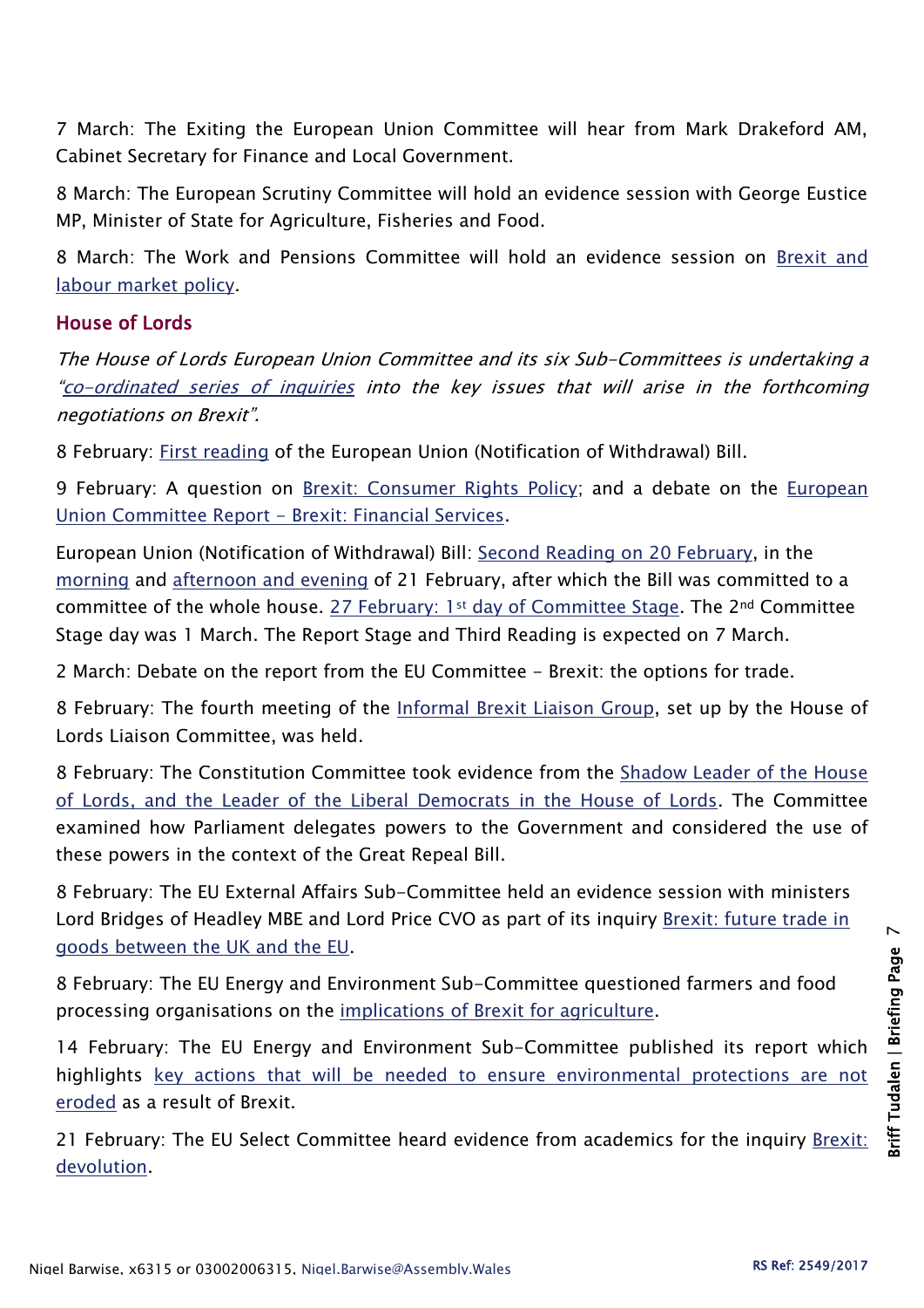7 March: The Exiting the European Union Committee will hear from Mark Drakeford AM, Cabinet Secretary for Finance and Local Government.

8 March: The European Scrutiny Committee will hold an evidence session with George Eustice MP, Minister of State for Agriculture, Fisheries and Food.

8 March: The Work and Pensions Committee will hold an evidence session on Brexit and labour market policy.

## House of Lords

*The House of Lords European Union Committee and its six Sub-Committees is undertaking a "co-ordinated series of inquiries into the key issues that will arise in the forthcoming negotiations on Brexit".*

8 February: First reading of the European Union (Notification of Withdrawal) Bill.

9 February: A question on Brexit: Consumer Rights Policy; and a debate on the European Union Committee Report – Brexit: Financial Services.

European Union (Notification of Withdrawal) Bill: Second Reading on 20 February, in the morning and afternoon and evening of 21 February, after which the Bill was committed to a committee of the whole house. 27 February: 1st day of Committee Stage. The 2nd Committee Stage day was 1 March. The Report Stage and Third Reading is expected on 7 March.

2 March: Debate on the report from the EU Committee – Brexit: the options for trade.

8 February: The fourth meeting of the Informal Brexit Liaison Group, set up by the House of Lords Liaison Committee, was held.

8 February: The Constitution Committee took evidence from the Shadow Leader of the House of Lords, and the Leader of the Liberal Democrats in the House of Lords. The Committee examined how Parliament delegates powers to the Government and considered the use of these powers in the context of the Great Repeal Bill.

8 February: The EU External Affairs Sub-Committee held an evidence session with ministers Lord Bridges of Headley MBE and Lord Price CVO as part of its inquiry Brexit: future trade in goods between the UK and the EU.

8 February: The EU Energy and Environment Sub-Committee questioned farmers and food processing organisations on the implications of Brexit for agriculture.

14 February: The EU Energy and Environment Sub-Committee published its report which highlights key actions that will be needed to ensure environmental protections are not eroded as a result of Brexit.

21 February: The EU Select Committee heard evidence from academics for the inquiry Brexit: devolution.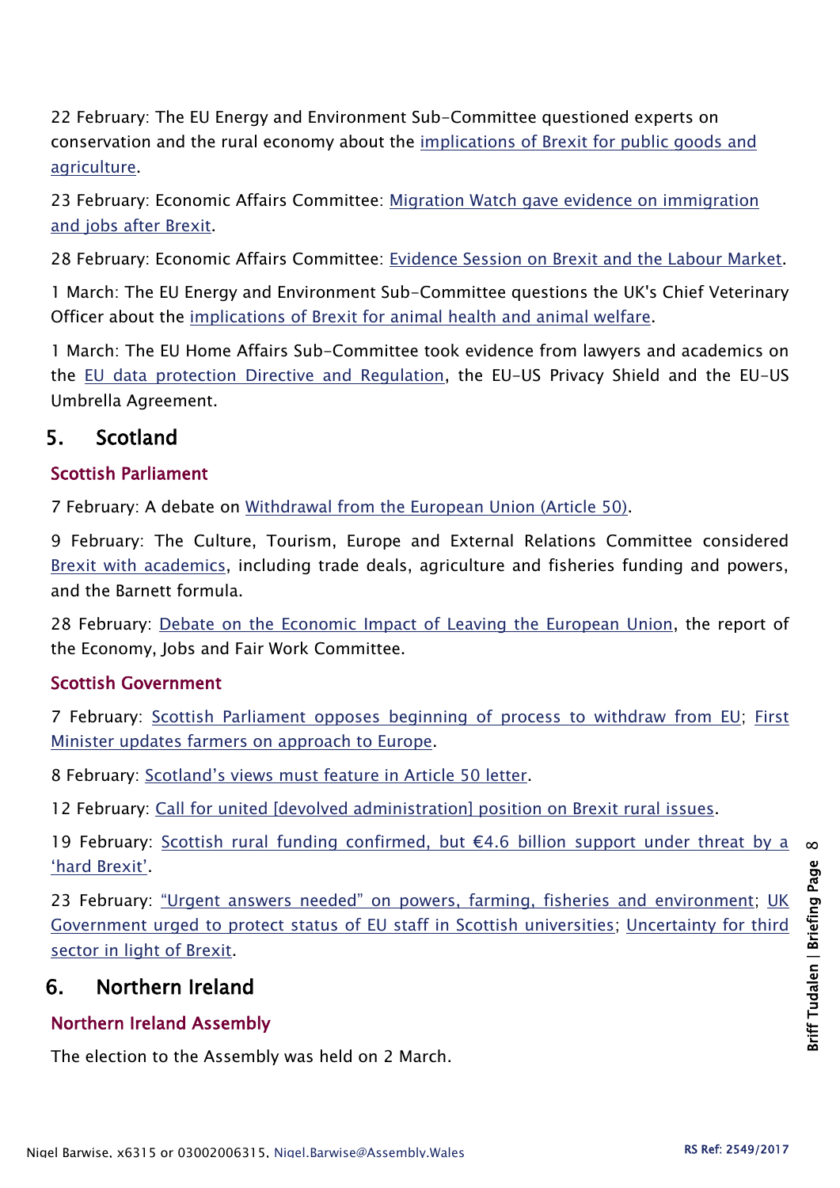22 February: The EU Energy and Environment Sub-Committee questioned experts on conservation and the rural economy about the implications of Brexit for public goods and agriculture.

23 February: Economic Affairs Committee: Migration Watch gave evidence on immigration and jobs after Brexit.

28 February: Economic Affairs Committee: Evidence Session on Brexit and the Labour Market.

1 March: The EU Energy and Environment Sub-Committee questions the UK's Chief Veterinary Officer about the implications of Brexit for animal health and animal welfare.

1 March: The EU Home Affairs Sub-Committee took evidence from lawyers and academics on the EU data protection Directive and Regulation, the EU-US Privacy Shield and the EU-US Umbrella Agreement.

## 5. Scotland

### Scottish Parliament

7 February: A debate on Withdrawal from the European Union (Article 50).

9 February: The Culture, Tourism, Europe and External Relations Committee considered Brexit with academics, including trade deals, agriculture and fisheries funding and powers, and the Barnett formula.

28 February: Debate on the Economic Impact of Leaving the European Union, the report of the Economy, Jobs and Fair Work Committee.

### Scottish Government

7 February: Scottish Parliament opposes beginning of process to withdraw from EU; First Minister updates farmers on approach to Europe.

8 February: Scotland's views must feature in Article 50 letter.

12 February: Call for united [devolved administration] position on Brexit rural issues.

19 February: Scottish rural funding confirmed, but €4.6 billion support under threat by a 'hard Brexit'.

23 February: "Urgent answers needed" on powers, farming, fisheries and environment; UK Government urged to protect status of EU staff in Scottish universities; Uncertainty for third sector in light of Brexit.

## 6. Northern Ireland

### Northern Ireland Assembly

The election to the Assembly was held on 2 March.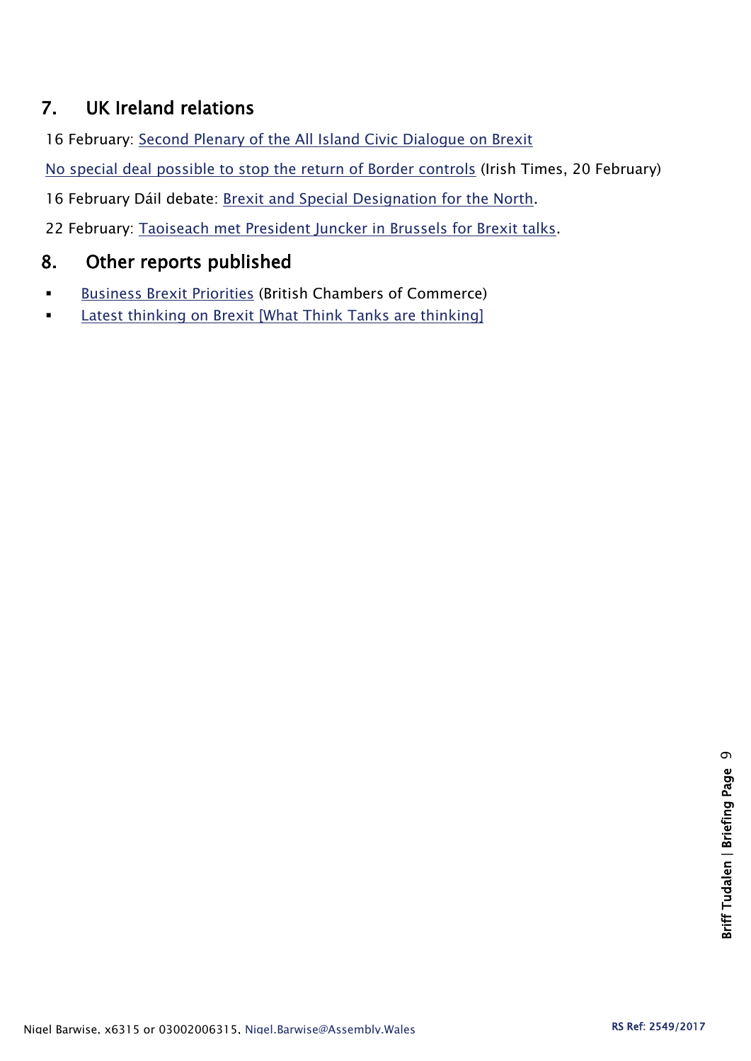## 7. UK Ireland relations

16 February: Second Plenary of the All Island Civic Dialogue on Brexit

No special deal possible to stop the return of Border controls (Irish Times, 20 February)

16 February Dáil debate: Brexit and Special Designation for the North.

22 February: Taoiseach met President Juncker in Brussels for Brexit talks.

## 8. Other reports published

- Business Brexit Priorities (British Chambers of Commerce)
- Latest thinking on Brexit [What Think Tanks are thinking]